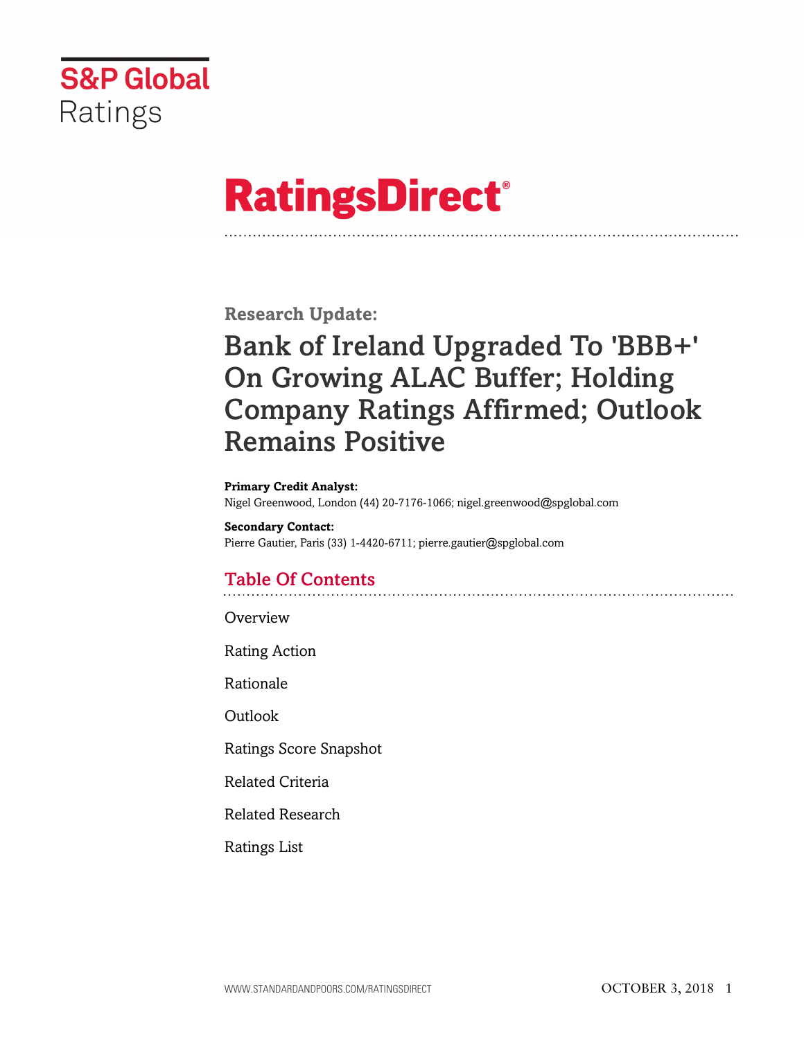S&P Global Ratings

# RatingsDirect®

## Research Update:

# Bank of Ireland Upgraded To 'BBB+' On Growing ALAC Buffer; Holding Company Ratings Affirmed; Outlook Remains Positive

**Primary Credit Analyst:**
Nigel Greenwood, London (44) 20-7176-1066; nigel.greenwood@spglobal.com

**Secondary Contact:**
Pierre Gautier, Paris (33) 1-4420-6711; pierre.gautier@spglobal.com

## Table Of Contents

Overview

Rating Action

Rationale

Outlook

Ratings Score Snapshot

Related Criteria

Related Research

Ratings List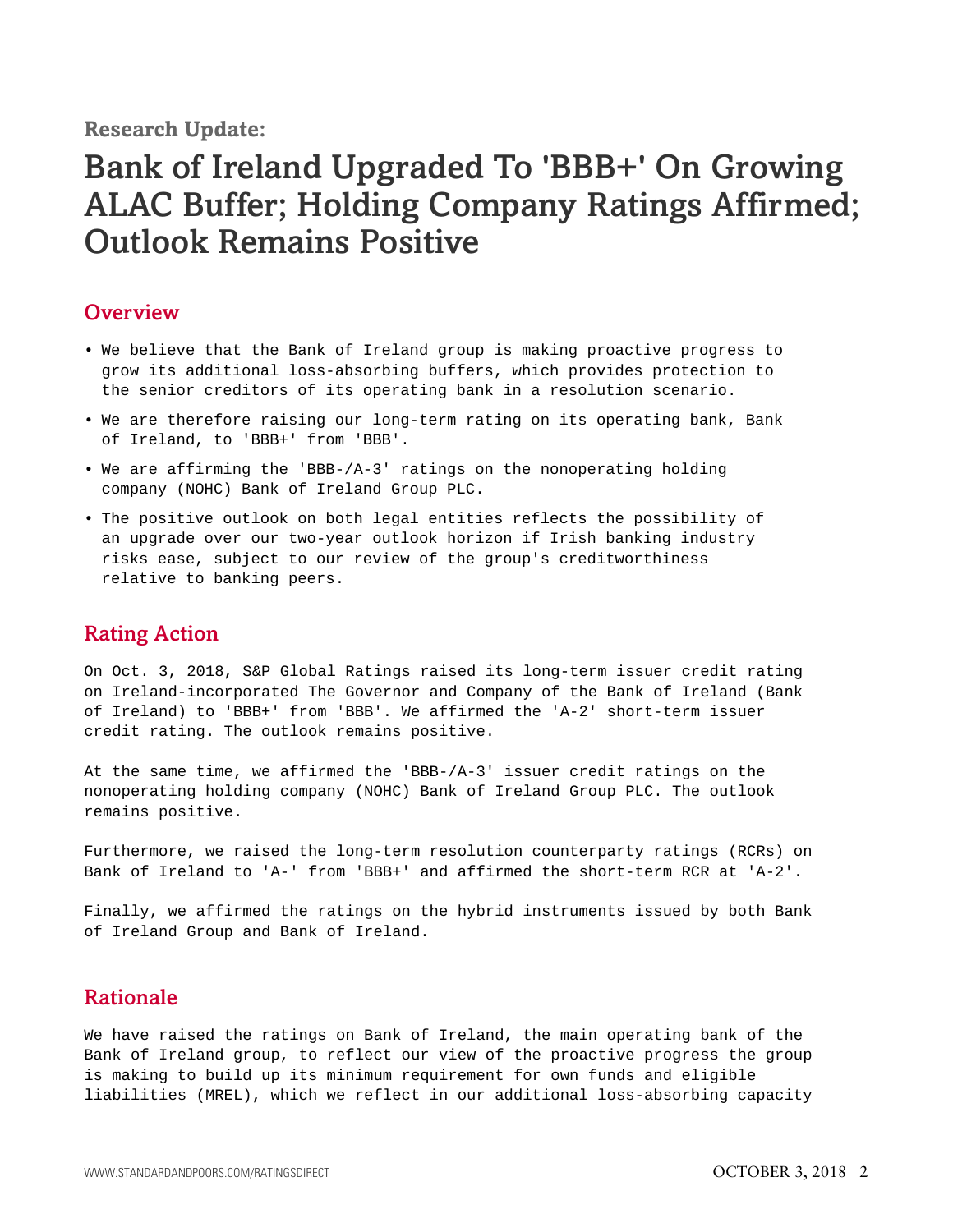**Research Update:**

# Bank of Ireland Upgraded To 'BBB+' On Growing ALAC Buffer; Holding Company Ratings Affirmed; Outlook Remains Positive

## Overview

- We believe that the Bank of Ireland group is making proactive progress to grow its additional loss-absorbing buffers, which provides protection to the senior creditors of its operating bank in a resolution scenario.
- We are therefore raising our long-term rating on its operating bank, Bank of Ireland, to 'BBB+' from 'BBB'.
- We are affirming the 'BBB-/A-3' ratings on the nonoperating holding company (NOHC) Bank of Ireland Group PLC.
- The positive outlook on both legal entities reflects the possibility of an upgrade over our two-year outlook horizon if Irish banking industry risks ease, subject to our review of the group's creditworthiness relative to banking peers.

## Rating Action

On Oct. 3, 2018, S&P Global Ratings raised its long-term issuer credit rating on Ireland-incorporated The Governor and Company of the Bank of Ireland (Bank of Ireland) to 'BBB+' from 'BBB'. We affirmed the 'A-2' short-term issuer credit rating. The outlook remains positive.

At the same time, we affirmed the 'BBB-/A-3' issuer credit ratings on the nonoperating holding company (NOHC) Bank of Ireland Group PLC. The outlook remains positive.

Furthermore, we raised the long-term resolution counterparty ratings (RCRs) on Bank of Ireland to 'A-' from 'BBB+' and affirmed the short-term RCR at 'A-2'.

Finally, we affirmed the ratings on the hybrid instruments issued by both Bank of Ireland Group and Bank of Ireland.

## Rationale

We have raised the ratings on Bank of Ireland, the main operating bank of the Bank of Ireland group, to reflect our view of the proactive progress the group is making to build up its minimum requirement for own funds and eligible liabilities (MREL), which we reflect in our additional loss-absorbing capacity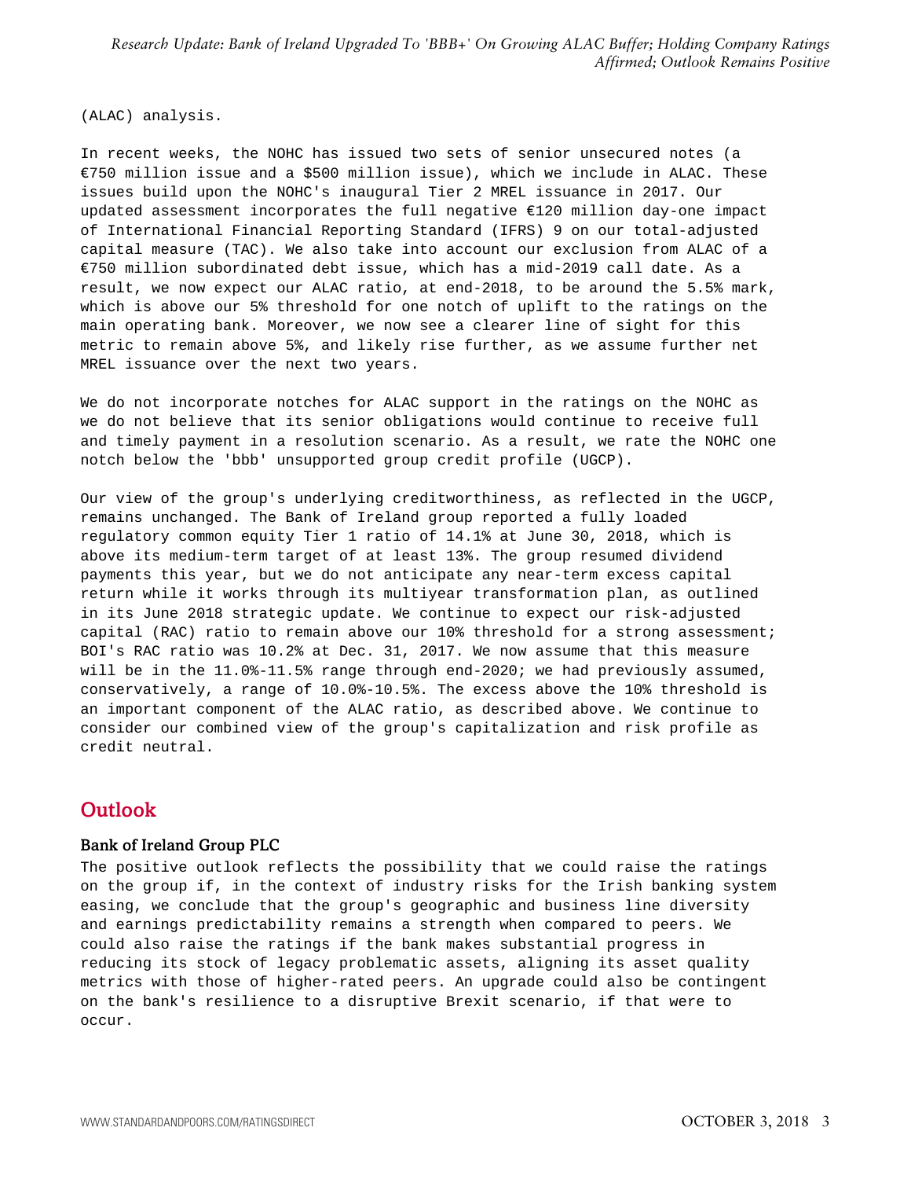(ALAC) analysis.

In recent weeks, the NOHC has issued two sets of senior unsecured notes (a €750 million issue and a $500 million issue), which we include in ALAC. These issues build upon the NOHC's inaugural Tier 2 MREL issuance in 2017. Our updated assessment incorporates the full negative €120 million day-one impact of International Financial Reporting Standard (IFRS) 9 on our total-adjusted capital measure (TAC). We also take into account our exclusion from ALAC of a €750 million subordinated debt issue, which has a mid-2019 call date. As a result, we now expect our ALAC ratio, at end-2018, to be around the 5.5% mark, which is above our 5% threshold for one notch of uplift to the ratings on the main operating bank. Moreover, we now see a clearer line of sight for this metric to remain above 5%, and likely rise further, as we assume further net MREL issuance over the next two years.

We do not incorporate notches for ALAC support in the ratings on the NOHC as we do not believe that its senior obligations would continue to receive full and timely payment in a resolution scenario. As a result, we rate the NOHC one notch below the 'bbb' unsupported group credit profile (UGCP).

Our view of the group's underlying creditworthiness, as reflected in the UGCP, remains unchanged. The Bank of Ireland group reported a fully loaded regulatory common equity Tier 1 ratio of 14.1% at June 30, 2018, which is above its medium-term target of at least 13%. The group resumed dividend payments this year, but we do not anticipate any near-term excess capital return while it works through its multiyear transformation plan, as outlined in its June 2018 strategic update. We continue to expect our risk-adjusted capital (RAC) ratio to remain above our 10% threshold for a strong assessment; BOI's RAC ratio was 10.2% at Dec. 31, 2017. We now assume that this measure will be in the 11.0%-11.5% range through end-2020; we had previously assumed, conservatively, a range of 10.0%-10.5%. The excess above the 10% threshold is an important component of the ALAC ratio, as described above. We continue to consider our combined view of the group's capitalization and risk profile as credit neutral.

## Outlook

### Bank of Ireland Group PLC

The positive outlook reflects the possibility that we could raise the ratings on the group if, in the context of industry risks for the Irish banking system easing, we conclude that the group's geographic and business line diversity and earnings predictability remains a strength when compared to peers. We could also raise the ratings if the bank makes substantial progress in reducing its stock of legacy problematic assets, aligning its asset quality metrics with those of higher-rated peers. An upgrade could also be contingent on the bank's resilience to a disruptive Brexit scenario, if that were to occur.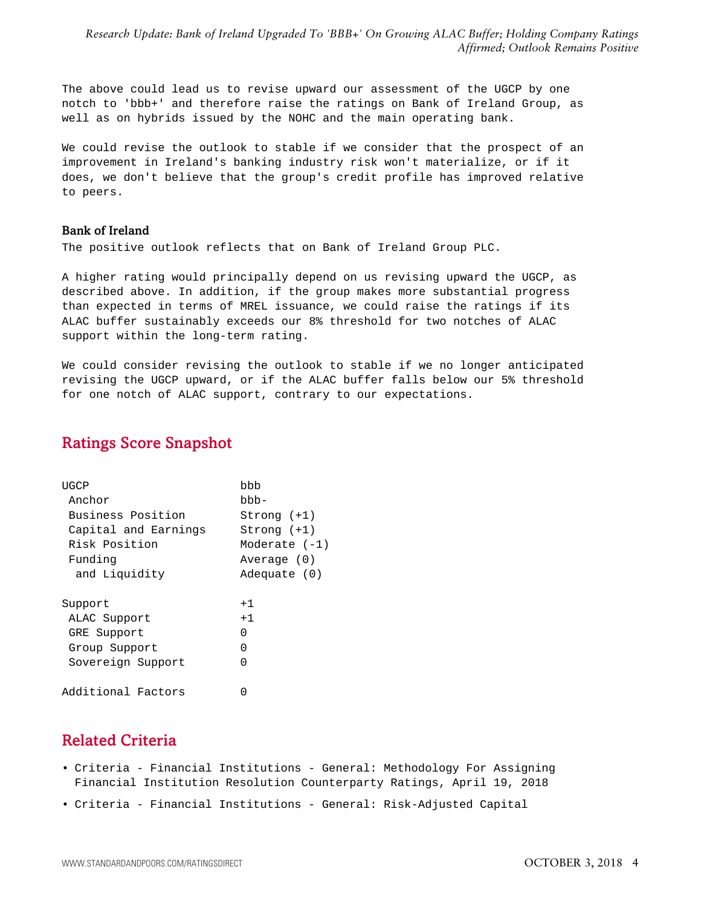The above could lead us to revise upward our assessment of the UGCP by one notch to 'bbb+' and therefore raise the ratings on Bank of Ireland Group, as well as on hybrids issued by the NOHC and the main operating bank.

We could revise the outlook to stable if we consider that the prospect of an improvement in Ireland's banking industry risk won't materialize, or if it does, we don't believe that the group's credit profile has improved relative to peers.

### Bank of Ireland

The positive outlook reflects that on Bank of Ireland Group PLC.

A higher rating would principally depend on us revising upward the UGCP, as described above. In addition, if the group makes more substantial progress than expected in terms of MREL issuance, we could raise the ratings if its ALAC buffer sustainably exceeds our 8% threshold for two notches of ALAC support within the long-term rating.

We could consider revising the outlook to stable if we no longer anticipated revising the UGCP upward, or if the ALAC buffer falls below our 5% threshold for one notch of ALAC support, contrary to our expectations.

## Ratings Score Snapshot

| | |
|---|---|
| UGCP | bbb |
| Anchor | bbb- |
| Business Position | Strong (+1) |
| Capital and Earnings | Strong (+1) |
| Risk Position | Moderate (-1) |
| Funding | Average (0) |
| and Liquidity | Adequate (0) |
| | |
| Support | +1 |
| ALAC Support | +1 |
| GRE Support | 0 |
| Group Support | 0 |
| Sovereign Support | 0 |
| | |
| Additional Factors | 0 |

## Related Criteria

- Criteria - Financial Institutions - General: Methodology For Assigning Financial Institution Resolution Counterparty Ratings, April 19, 2018
- Criteria - Financial Institutions - General: Risk-Adjusted Capital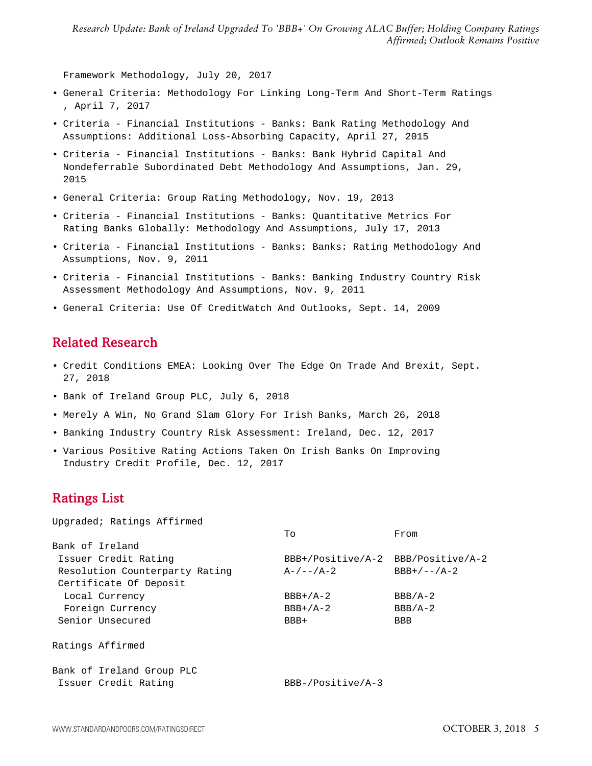Framework Methodology, July 20, 2017

- General Criteria: Methodology For Linking Long-Term And Short-Term Ratings , April 7, 2017
- Criteria - Financial Institutions - Banks: Bank Rating Methodology And Assumptions: Additional Loss-Absorbing Capacity, April 27, 2015
- Criteria - Financial Institutions - Banks: Bank Hybrid Capital And Nondeferrable Subordinated Debt Methodology And Assumptions, Jan. 29, 2015
- General Criteria: Group Rating Methodology, Nov. 19, 2013
- Criteria - Financial Institutions - Banks: Quantitative Metrics For Rating Banks Globally: Methodology And Assumptions, July 17, 2013
- Criteria - Financial Institutions - Banks: Banks: Rating Methodology And Assumptions, Nov. 9, 2011
- Criteria - Financial Institutions - Banks: Banking Industry Country Risk Assessment Methodology And Assumptions, Nov. 9, 2011
- General Criteria: Use Of CreditWatch And Outlooks, Sept. 14, 2009

## Related Research

- Credit Conditions EMEA: Looking Over The Edge On Trade And Brexit, Sept. 27, 2018
- Bank of Ireland Group PLC, July 6, 2018
- Merely A Win, No Grand Slam Glory For Irish Banks, March 26, 2018
- Banking Industry Country Risk Assessment: Ireland, Dec. 12, 2017
- Various Positive Rating Actions Taken On Irish Banks On Improving Industry Credit Profile, Dec. 12, 2017

## Ratings List

Upgraded; Ratings Affirmed

| | To | From |
|---|---|---|
| Bank of Ireland | | |
| Issuer Credit Rating | BBB+/Positive/A-2 | BBB/Positive/A-2 |
| Resolution Counterparty Rating | A-/--/A-2 | BBB+/--/A-2 |
| Certificate Of Deposit | | |
| Local Currency | BBB+/A-2 | BBB/A-2 |
| Foreign Currency | BBB+/A-2 | BBB/A-2 |
| Senior Unsecured | BBB+ | BBB |

Ratings Affirmed

| | |
|---|---|
| Bank of Ireland Group PLC | |
| Issuer Credit Rating | BBB-/Positive/A-3 |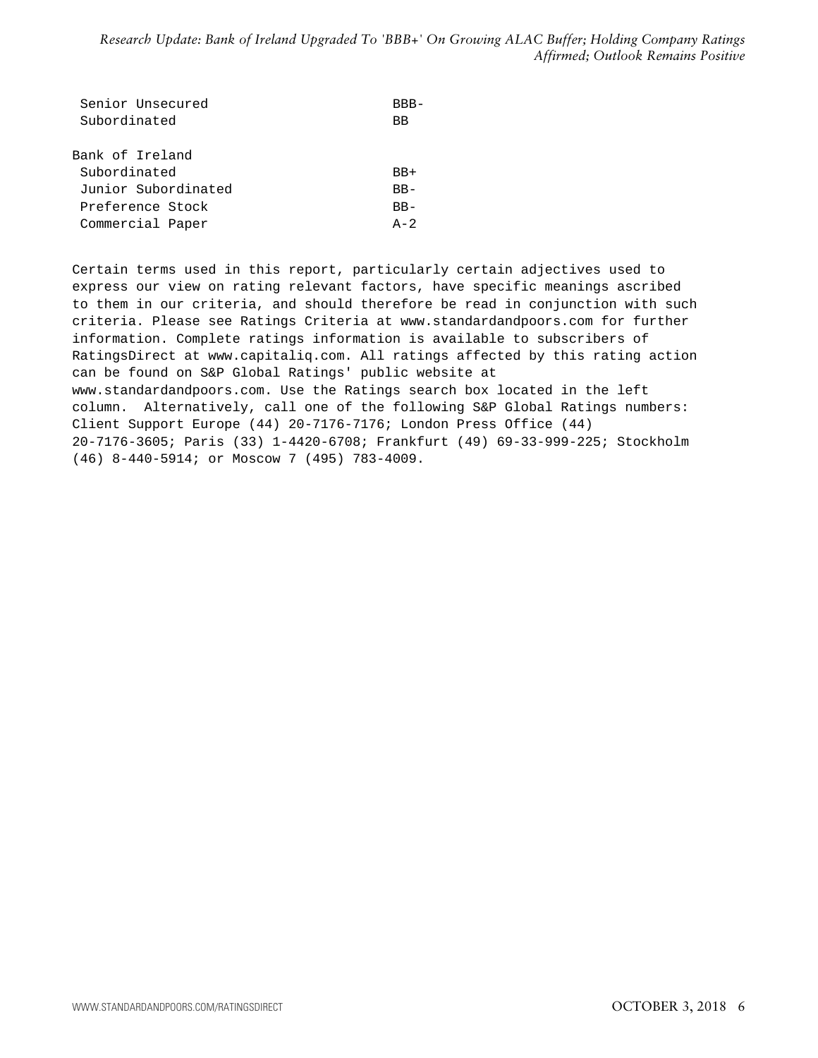| | |
|---|---|
| Senior Unsecured | BBB- |
| Subordinated | BB |
| | |
| **Bank of Ireland** | |
| Subordinated | BB+ |
| Junior Subordinated | BB- |
| Preference Stock | BB- |
| Commercial Paper | A-2 |

Certain terms used in this report, particularly certain adjectives used to express our view on rating relevant factors, have specific meanings ascribed to them in our criteria, and should therefore be read in conjunction with such criteria. Please see Ratings Criteria at www.standardandpoors.com for further information. Complete ratings information is available to subscribers of RatingsDirect at www.capitaliq.com. All ratings affected by this rating action can be found on S&P Global Ratings' public website at www.standardandpoors.com. Use the Ratings search box located in the left column. Alternatively, call one of the following S&P Global Ratings numbers: Client Support Europe (44) 20-7176-7176; London Press Office (44) 20-7176-3605; Paris (33) 1-4420-6708; Frankfurt (49) 69-33-999-225; Stockholm (46) 8-440-5914; or Moscow 7 (495) 783-4009.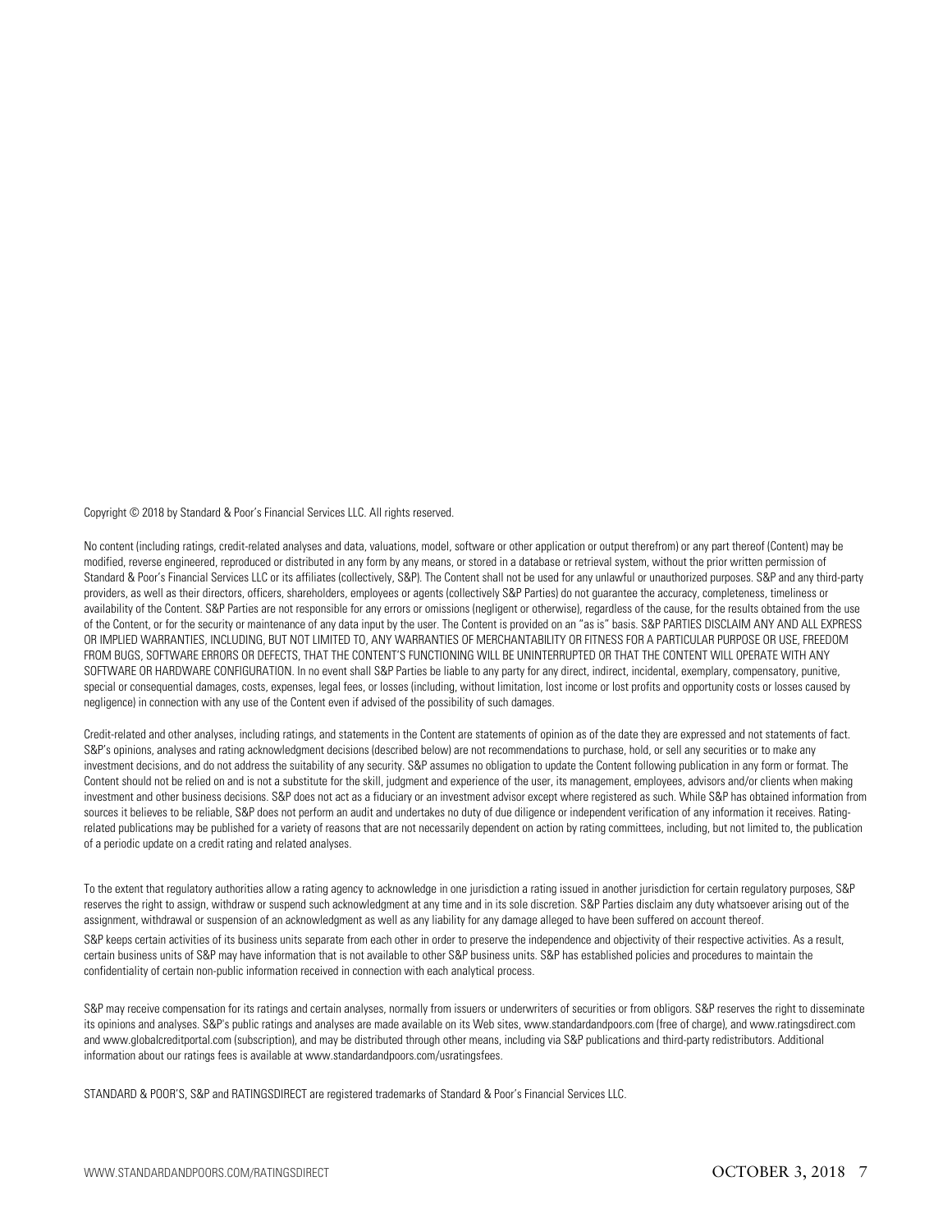Copyright © 2018 by Standard & Poor's Financial Services LLC. All rights reserved.

No content (including ratings, credit-related analyses and data, valuations, model, software or other application or output therefrom) or any part thereof (Content) may be modified, reverse engineered, reproduced or distributed in any form by any means, or stored in a database or retrieval system, without the prior written permission of Standard & Poor's Financial Services LLC or its affiliates (collectively, S&P). The Content shall not be used for any unlawful or unauthorized purposes. S&P and any third-party providers, as well as their directors, officers, shareholders, employees or agents (collectively S&P Parties) do not guarantee the accuracy, completeness, timeliness or availability of the Content. S&P Parties are not responsible for any errors or omissions (negligent or otherwise), regardless of the cause, for the results obtained from the use of the Content, or for the security or maintenance of any data input by the user. The Content is provided on an "as is" basis. S&P PARTIES DISCLAIM ANY AND ALL EXPRESS OR IMPLIED WARRANTIES, INCLUDING, BUT NOT LIMITED TO, ANY WARRANTIES OF MERCHANTABILITY OR FITNESS FOR A PARTICULAR PURPOSE OR USE, FREEDOM FROM BUGS, SOFTWARE ERRORS OR DEFECTS, THAT THE CONTENT'S FUNCTIONING WILL BE UNINTERRUPTED OR THAT THE CONTENT WILL OPERATE WITH ANY SOFTWARE OR HARDWARE CONFIGURATION. In no event shall S&P Parties be liable to any party for any direct, indirect, incidental, exemplary, compensatory, punitive, special or consequential damages, costs, expenses, legal fees, or losses (including, without limitation, lost income or lost profits and opportunity costs or losses caused by negligence) in connection with any use of the Content even if advised of the possibility of such damages.

Credit-related and other analyses, including ratings, and statements in the Content are statements of opinion as of the date they are expressed and not statements of fact. S&P's opinions, analyses and rating acknowledgment decisions (described below) are not recommendations to purchase, hold, or sell any securities or to make any investment decisions, and do not address the suitability of any security. S&P assumes no obligation to update the Content following publication in any form or format. The Content should not be relied on and is not a substitute for the skill, judgment and experience of the user, its management, employees, advisors and/or clients when making investment and other business decisions. S&P does not act as a fiduciary or an investment advisor except where registered as such. While S&P has obtained information from sources it believes to be reliable, S&P does not perform an audit and undertakes no duty of due diligence or independent verification of any information it receives. Rating-related publications may be published for a variety of reasons that are not necessarily dependent on action by rating committees, including, but not limited to, the publication of a periodic update on a credit rating and related analyses.

To the extent that regulatory authorities allow a rating agency to acknowledge in one jurisdiction a rating issued in another jurisdiction for certain regulatory purposes, S&P reserves the right to assign, withdraw or suspend such acknowledgment at any time and in its sole discretion. S&P Parties disclaim any duty whatsoever arising out of the assignment, withdrawal or suspension of an acknowledgment as well as any liability for any damage alleged to have been suffered on account thereof.

S&P keeps certain activities of its business units separate from each other in order to preserve the independence and objectivity of their respective activities. As a result, certain business units of S&P may have information that is not available to other S&P business units. S&P has established policies and procedures to maintain the confidentiality of certain non-public information received in connection with each analytical process.

S&P may receive compensation for its ratings and certain analyses, normally from issuers or underwriters of securities or from obligors. S&P reserves the right to disseminate its opinions and analyses. S&P's public ratings and analyses are made available on its Web sites, www.standardandpoors.com (free of charge), and www.ratingsdirect.com and www.globalcreditportal.com (subscription), and may be distributed through other means, including via S&P publications and third-party redistributors. Additional information about our ratings fees is available at www.standardandpoors.com/usratingsfees.

STANDARD & POOR'S, S&P and RATINGSDIRECT are registered trademarks of Standard & Poor's Financial Services LLC.